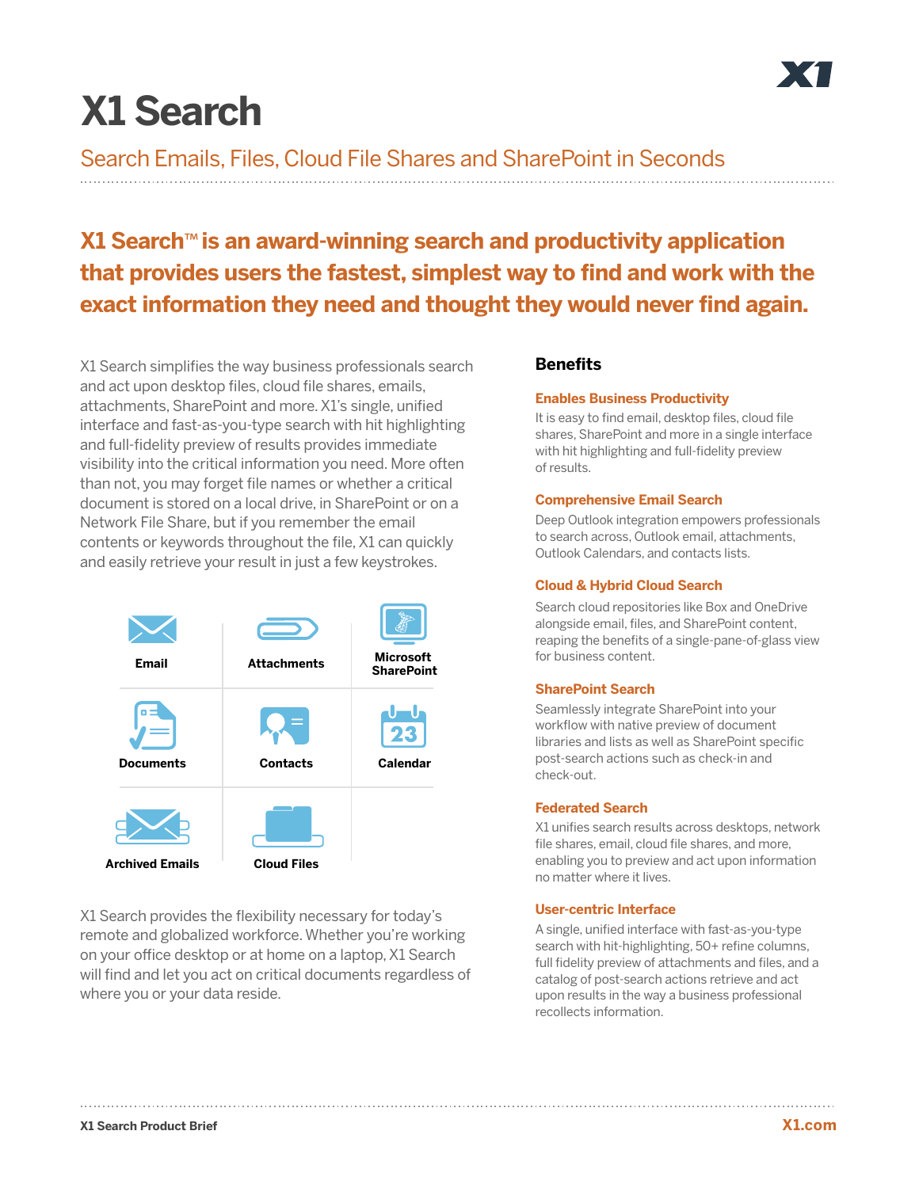# X1 Search

Search Emails, Files, Cloud File Shares and SharePoint in Seconds

**X1 Search™ is an award-winning search and productivity application that provides users the fastest, simplest way to find and work with the exact information they need and thought they would never find again.**

X1 Search simplifies the way business professionals search and act upon desktop files, cloud file shares, emails, attachments, SharePoint and more. X1's single, unified interface and fast-as-you-type search with hit highlighting and full-fidelity preview of results provides immediate visibility into the critical information you need. More often than not, you may forget file names or whether a critical document is stored on a local drive, in SharePoint or on a Network File Share, but if you remember the email contents or keywords throughout the file, X1 can quickly and easily retrieve your result in just a few keystrokes.

| | | |
|---|---|---|
| **Email** | **Attachments** | **Microsoft SharePoint** |
| **Documents** | **Contacts** | **Calendar** |
| **Archived Emails** | **Cloud Files** | |

X1 Search provides the flexibility necessary for today's remote and globalized workforce. Whether you're working on your office desktop or at home on a laptop, X1 Search will find and let you act on critical documents regardless of where you or your data reside.

## Benefits

### Enables Business Productivity

It is easy to find email, desktop files, cloud file shares, SharePoint and more in a single interface with hit highlighting and full-fidelity preview of results.

### Comprehensive Email Search

Deep Outlook integration empowers professionals to search across, Outlook email, attachments, Outlook Calendars, and contacts lists.

### Cloud & Hybrid Cloud Search

Search cloud repositories like Box and OneDrive alongside email, files, and SharePoint content, reaping the benefits of a single-pane-of-glass view for business content.

### SharePoint Search

Seamlessly integrate SharePoint into your workflow with native preview of document libraries and lists as well as SharePoint specific post-search actions such as check-in and check-out.

### Federated Search

X1 unifies search results across desktops, network file shares, email, cloud file shares, and more, enabling you to preview and act upon information no matter where it lives.

### User-centric Interface

A single, unified interface with fast-as-you-type search with hit-highlighting, 50+ refine columns, full fidelity preview of attachments and files, and a catalog of post-search actions retrieve and act upon results in the way a business professional recollects information.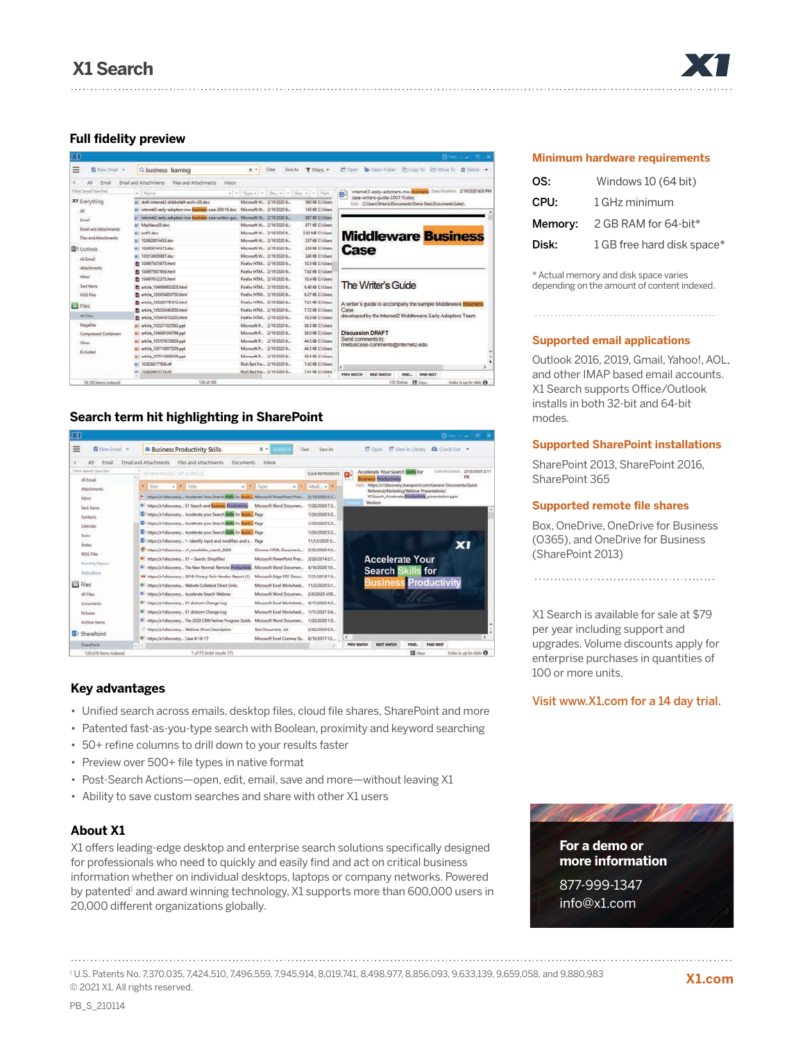# X1 Search

## Full fidelity preview

## Search term hit highlighting in SharePoint

## Key advantages

- Unified search across emails, desktop files, cloud file shares, SharePoint and more
- Patented fast-as-you-type search with Boolean, proximity and keyword searching
- 50+ refine columns to drill down to your results faster
- Preview over 500+ file types in native format
- Post-Search Actions—open, edit, email, save and more—without leaving X1
- Ability to save custom searches and share with other X1 users

## About X1

X1 offers leading-edge desktop and enterprise search solutions specifically designed for professionals who need to quickly and easily find and act on critical business information whether on individual desktops, laptops or company networks. Powered by patented[1] and award winning technology, X1 supports more than 600,000 users in 20,000 different organizations globally.

## Minimum hardware requirements

| | |
|---|---|
| OS: | Windows 10 (64 bit) |
| CPU: | 1 GHz minimum |
| Memory: | 2 GB RAM for 64-bit* |
| Disk: | 1 GB free hard disk space* |

* Actual memory and disk space varies depending on the amount of content indexed.

## Supported email applications

Outlook 2016, 2019, Gmail, Yahoo!, AOL, and other IMAP based email accounts. X1 Search supports Office/Outlook installs in both 32-bit and 64-bit modes.

## Supported SharePoint installations

SharePoint 2013, SharePoint 2016, SharePoint 365

## Supported remote file shares

Box, OneDrive, OneDrive for Business (O365), and OneDrive for Business (SharePoint 2013)

X1 Search is available for sale at $79 per year including support and upgrades. Volume discounts apply for enterprise purchases in quantities of 100 or more units.

**Visit www.X1.com for a 14 day trial.**

**For a demo or more information**

877-999-1347
info@x1.com

[1] U.S. Patents No. 7,370,035, 7,424,510, 7,496,559, 7,945,914, 8,019,741, 8,498,977, 8,856,093, 9,633,139, 9,659,058, and 9,880,983

© 2021 X1. All rights reserved.

PB_S_210114

X1.com